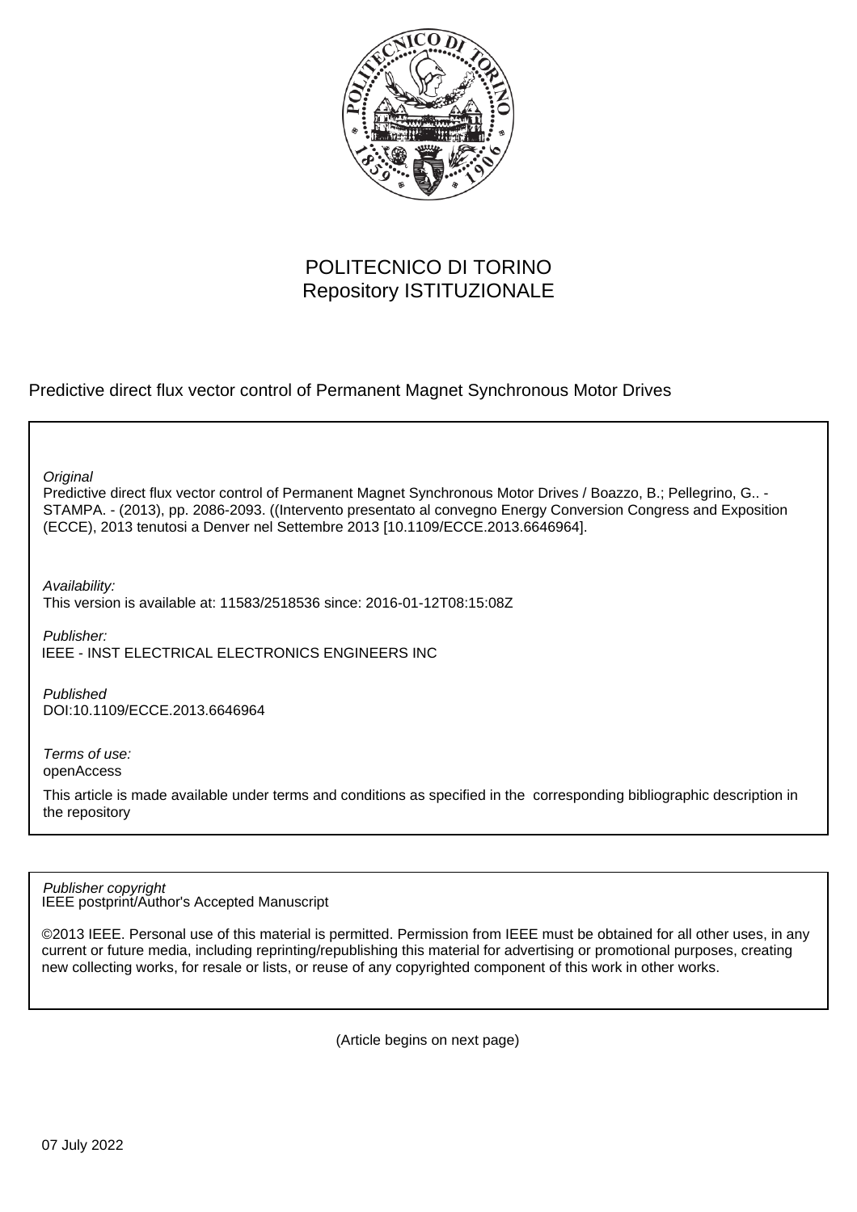POLITECNICO DI TORINO
Repository ISTITUZIONALE

Predictive direct flux vector control of Permanent Magnet Synchronous Motor Drives

*Original*
Predictive direct flux vector control of Permanent Magnet Synchronous Motor Drives / Boazzo, B.; Pellegrino, G.. - STAMPA. - (2013), pp. 2086-2093. ((Intervento presentato al convegno Energy Conversion Congress and Exposition (ECCE), 2013 tenutosi a Denver nel Settembre 2013 [10.1109/ECCE.2013.6646964].

*Availability:*
This version is available at: 11583/2518536 since: 2016-01-12T08:15:08Z

*Publisher:*
IEEE - INST ELECTRICAL ELECTRONICS ENGINEERS INC

*Published*
DOI:10.1109/ECCE.2013.6646964

*Terms of use:*
openAccess

This article is made available under terms and conditions as specified in the corresponding bibliographic description in the repository

*Publisher copyright*
IEEE postprint/Author's Accepted Manuscript

©2013 IEEE. Personal use of this material is permitted. Permission from IEEE must be obtained for all other uses, in any current or future media, including reprinting/republishing this material for advertising or promotional purposes, creating new collecting works, for resale or lists, or reuse of any copyrighted component of this work in other works.

(Article begins on next page)

07 July 2022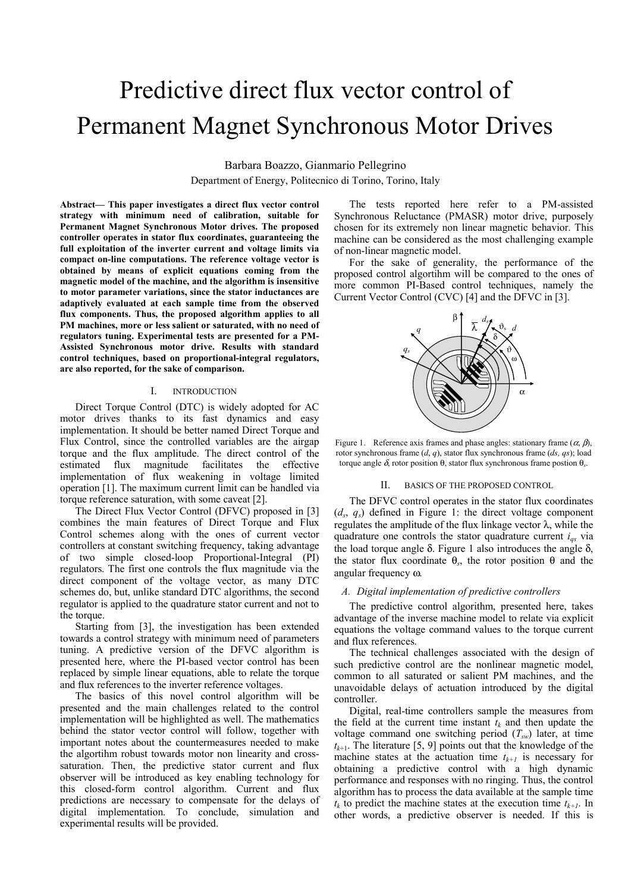# Predictive direct flux vector control of Permanent Magnet Synchronous Motor Drives

Barbara Boazzo, Gianmario Pellegrino

Department of Energy, Politecnico di Torino, Torino, Italy

**Abstract— This paper investigates a direct flux vector control strategy with minimum need of calibration, suitable for Permanent Magnet Synchronous Motor drives. The proposed controller operates in stator flux coordinates, guaranteeing the full exploitation of the inverter current and voltage limits via compact on-line computations. The reference voltage vector is obtained by means of explicit equations coming from the magnetic model of the machine, and the algorithm is insensitive to motor parameter variations, since the stator inductances are adaptively evaluated at each sample time from the observed flux components. Thus, the proposed algorithm applies to all PM machines, more or less salient or saturated, with no need of regulators tuning. Experimental tests are presented for a PM-Assisted Synchronous motor drive. Results with standard control techniques, based on proportional-integral regulators, are also reported, for the sake of comparison.**

## I. INTRODUCTION

Direct Torque Control (DTC) is widely adopted for AC motor drives thanks to its fast dynamics and easy implementation. It should be better named Direct Torque and Flux Control, since the controlled variables are the airgap torque and the flux amplitude. The direct control of the estimated flux magnitude facilitates the effective implementation of flux weakening in voltage limited operation [1]. The maximum current limit can be handled via torque reference saturation, with some caveat [2].

The Direct Flux Vector Control (DFVC) proposed in [3] combines the main features of Direct Torque and Flux Control schemes along with the ones of current vector controllers at constant switching frequency, taking advantage of two simple closed-loop Proportional-Integral (PI) regulators. The first one controls the flux magnitude via the direct component of the voltage vector, as many DTC schemes do, but, unlike standard DTC algorithms, the second regulator is applied to the quadrature stator current and not to the torque.

Starting from [3], the investigation has been extended towards a control strategy with minimum need of parameters tuning. A predictive version of the DFVC algorithm is presented here, where the PI-based vector control has been replaced by simple linear equations, able to relate the torque and flux references to the inverter reference voltages.

The basics of this novel control algorithm will be presented and the main challenges related to the control implementation will be highlighted as well. The mathematics behind the stator vector control will follow, together with important notes about the countermeasures needed to make the algortihm robust towards motor non linearity and cross-saturation. Then, the predictive stator current and flux observer will be introduced as key enabling technology for this closed-form control algorithm. Current and flux predictions are necessary to compensate for the delays of digital implementation. To conclude, simulation and experimental results will be provided.

The tests reported here refer to a PM-assisted Synchronous Reluctance (PMASR) motor drive, purposely chosen for its extremely non linear magnetic behavior. This machine can be considered as the most challenging example of non-linear magnetic model.

For the sake of generality, the performance of the proposed control algortihm will be compared to the ones of more common PI-Based control techniques, namely the Current Vector Control (CVC) [4] and the DFVC in [3].

Figure 1. Reference axis frames and phase angles: stationary frame ($\alpha$, $\beta$), rotor synchronous frame ($d$, $q$), stator flux synchronous frame ($ds$, $qs$); load torque angle $\delta$, rotor position $\theta$, stator flux synchronous frame postion $\theta_s$.

## II. BASICS OF THE PROPOSED CONTROL

The DFVC control operates in the stator flux coordinates ($d_s$, $q_s$) defined in Figure 1: the direct voltage component regulates the amplitude of the flux linkage vector $\lambda$, while the quadrature one controls the stator quadrature current $i_{qs}$ via the load torque angle $\delta$. Figure 1 also introduces the angle $\delta$, the stator flux coordinate $\theta_s$, the rotor position $\theta$ and the angular frequency $\omega$.

### A. Digital implementation of predictive controllers

The predictive control algorithm, presented here, takes advantage of the inverse machine model to relate via explicit equations the voltage command values to the torque current and flux references.

The technical challenges associated with the design of such predictive control are the nonlinear magnetic model, common to all saturated or salient PM machines, and the unavoidable delays of actuation introduced by the digital controller.

Digital, real-time controllers sample the measures from the field at the current time instant $t_k$ and then update the voltage command one switching period ($T_{sw}$) later, at time $t_{k+1}$. The literature [5, 9] points out that the knowledge of the machine states at the actuation time $t_{k+1}$ is necessary for obtaining a predictive control with a high dynamic performance and responses with no ringing. Thus, the control algorithm has to process the data available at the sample time $t_k$ to predict the machine states at the execution time $t_{k+1}$. In other words, a predictive observer is needed. If this is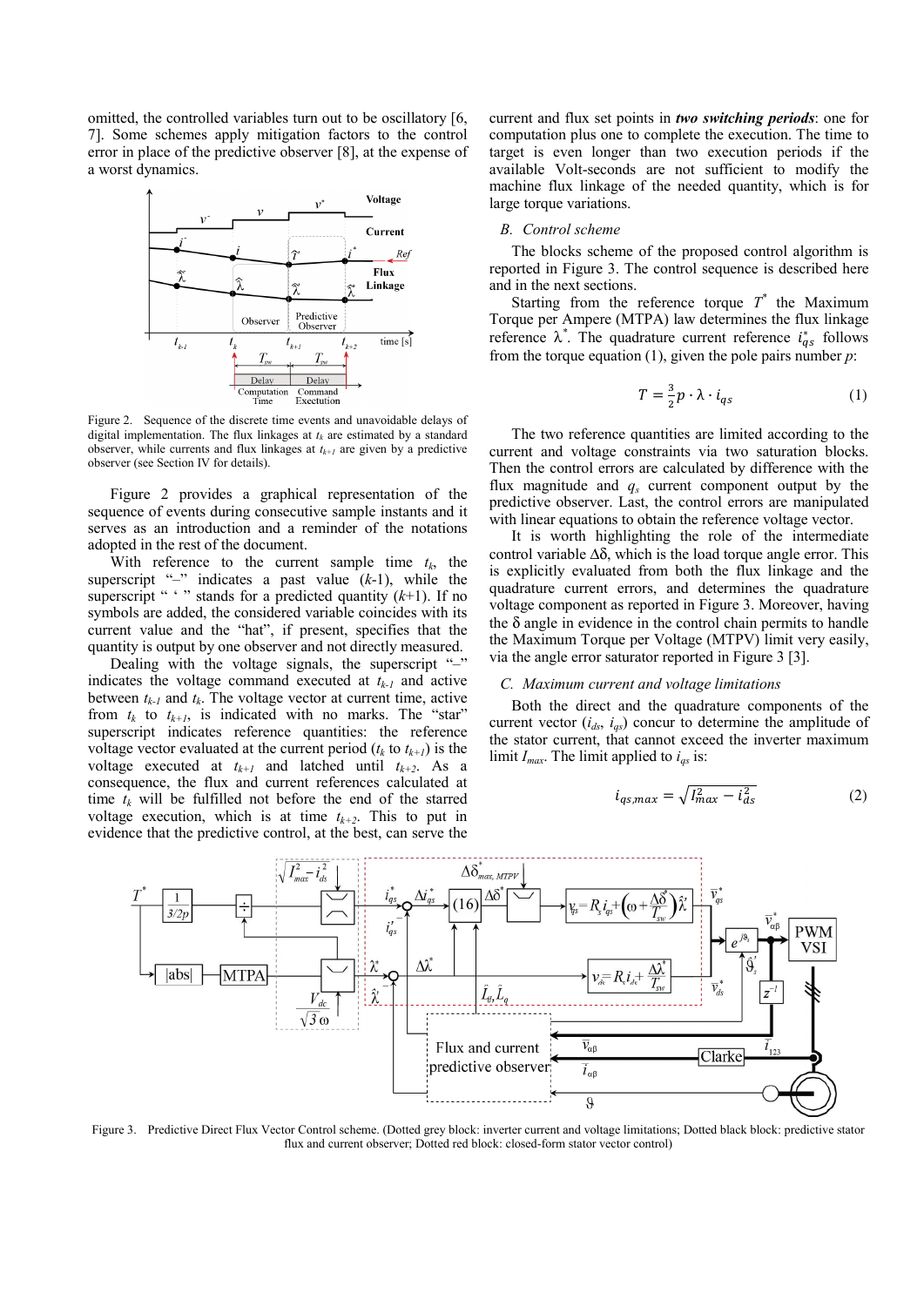omitted, the controlled variables turn out to be oscillatory [6, 7]. Some schemes apply mitigation factors to the control error in place of the predictive observer [8], at the expense of a worst dynamics.

Figure 2. Sequence of the discrete time events and unavoidable delays of digital implementation. The flux linkages at $t_k$ are estimated by a standard observer, while currents and flux linkages at $t_{k+1}$ are given by a predictive observer (see Section IV for details).

Figure 2 provides a graphical representation of the sequence of events during consecutive sample instants and it serves as an introduction and a reminder of the notations adopted in the rest of the document.

With reference to the current sample time $t_k$, the superscript "–" indicates a past value ($k$-1), while the superscript " ' " stands for a predicted quantity ($k$+1). If no symbols are added, the considered variable coincides with its current value and the "hat", if present, specifies that the quantity is output by one observer and not directly measured.

Dealing with the voltage signals, the superscript "–" indicates the voltage command executed at $t_{k-1}$ and active between $t_{k-1}$ and $t_k$. The voltage vector at current time, active from $t_k$ to $t_{k+1}$, is indicated with no marks. The "star" superscript indicates reference quantities: the reference voltage vector evaluated at the current period ($t_k$ to $t_{k+1}$) is the voltage executed at $t_{k+1}$ and latched until $t_{k+2}$. As a consequence, the flux and current references calculated at time $t_k$ will be fulfilled not before the end of the starred voltage execution, which is at time $t_{k+2}$. This to put in evidence that the predictive control, at the best, can serve the current and flux set points in ***two switching periods***: one for computation plus one to complete the execution. The time to target is even longer than two execution periods if the available Volt-seconds are not sufficient to modify the machine flux linkage of the needed quantity, which is for large torque variations.

### B. Control scheme

The blocks scheme of the proposed control algorithm is reported in Figure 3. The control sequence is described here and in the next sections.

Starting from the reference torque $T^*$ the Maximum Torque per Ampere (MTPA) law determines the flux linkage reference $\lambda^*$. The quadrature current reference $i_{qs}^*$ follows from the torque equation (1), given the pole pairs number $p$:

$$T = \frac{3}{2} p \cdot \lambda \cdot i_{qs} \tag{1}$$

The two reference quantities are limited according to the current and voltage constraints via two saturation blocks. Then the control errors are calculated by difference with the flux magnitude and $q_s$ current component output by the predictive observer. Last, the control errors are manipulated with linear equations to obtain the reference voltage vector.

It is worth highlighting the role of the intermediate control variable $\Delta\delta$, which is the load torque angle error. This is explicitly evaluated from both the flux linkage and the quadrature current errors, and determines the quadrature voltage component as reported in Figure 3. Moreover, having the $\delta$ angle in evidence in the control chain permits to handle the Maximum Torque per Voltage (MTPV) limit very easily, via the angle error saturator reported in Figure 3 [3].

### C. Maximum current and voltage limitations

Both the direct and the quadrature components of the current vector ($i_{ds}$, $i_{qs}$) concur to determine the amplitude of the stator current, that cannot exceed the inverter maximum limit $I_{max}$. The limit applied to $i_{qs}$ is:

$$i_{qs,max} = \sqrt{I_{max}^2 - i_{ds}^2} \tag{2}$$

Figure 3. Predictive Direct Flux Vector Control scheme. (Dotted grey block: inverter current and voltage limitations; Dotted black block: predictive stator flux and current observer; Dotted red block: closed-form stator vector control)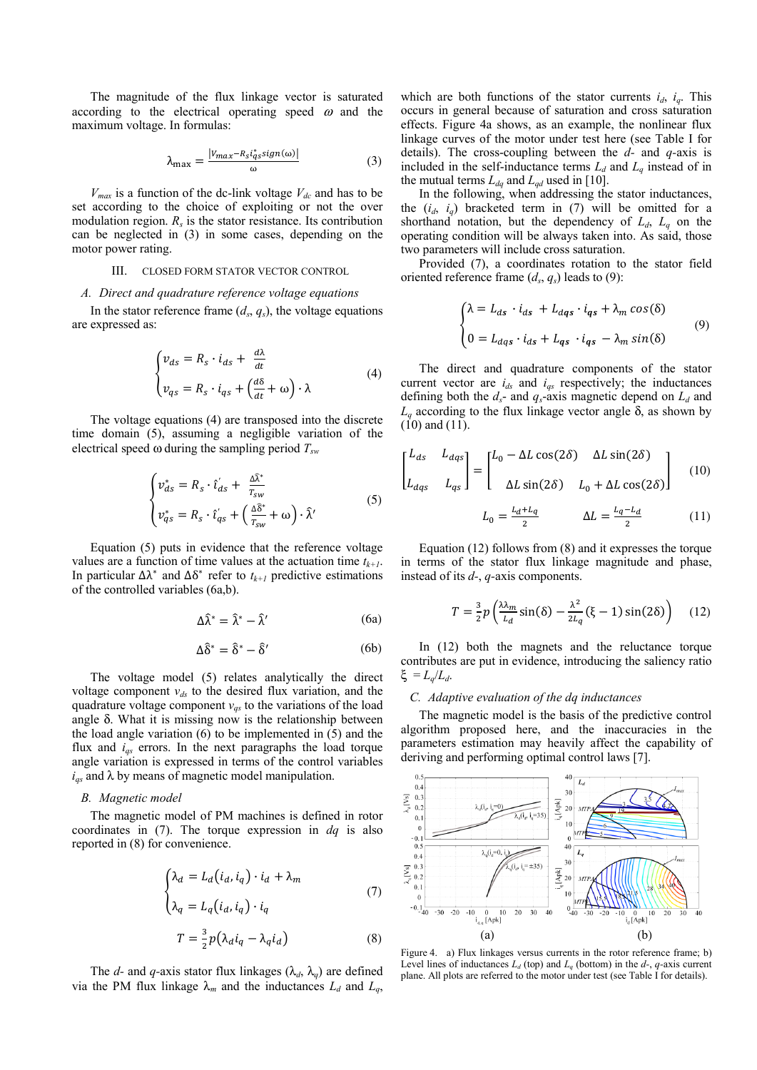The magnitude of the flux linkage vector is saturated according to the electrical operating speed $\omega$ and the maximum voltage. In formulas:

$$\lambda_{\max} = \frac{\left|V_{max} - R_s i_{qs}^* sign(\omega)\right|}{\omega} \tag{3}$$

$V_{max}$ is a function of the dc-link voltage $V_{dc}$ and has to be set according to the choice of exploiting or not the over modulation region. $R_s$ is the stator resistance. Its contribution can be neglected in (3) in some cases, depending on the motor power rating.

## III. Closed Form Stator Vector Control

### A. Direct and quadrature reference voltage equations

In the stator reference frame ($d_s$, $q_s$), the voltage equations are expressed as:

$$\begin{cases} v_{ds} = R_s \cdot i_{ds} + \frac{d\lambda}{dt} \\ v_{qs} = R_s \cdot i_{qs} + \left(\frac{d\delta}{dt} + \omega\right) \cdot \lambda \end{cases} \tag{4}$$

The voltage equations (4) are transposed into the discrete time domain (5), assuming a negligible variation of the electrical speed ω during the sampling period $T_{sw}$

$$\begin{cases} v_{ds}^* = R_s \cdot \hat{\imath}_{ds}' + \frac{\Delta\hat{\lambda}^*}{T_{sw}} \\ v_{qs}^* = R_s \cdot \hat{\imath}_{qs}' + \left(\frac{\Delta\hat{\delta}^*}{T_{sw}} + \omega\right) \cdot \hat{\lambda}' \end{cases} \tag{5}$$

Equation (5) puts in evidence that the reference voltage values are a function of time values at the actuation time $t_{k+1}$. In particular $\Delta\lambda^*$ and $\Delta\delta^*$ refer to $t_{k+1}$ predictive estimations of the controlled variables (6a,b).

$$\Delta\hat{\lambda}^* = \hat{\lambda}^* - \hat{\lambda}' \tag{6a}$$

$$\Delta\hat{\delta}^* = \hat{\delta}^* - \hat{\delta}' \tag{6b}$$

The voltage model (5) relates analytically the direct voltage component $v_{ds}$ to the desired flux variation, and the quadrature voltage component $v_{qs}$ to the variations of the load angle δ. What it is missing now is the relationship between the load angle variation (6) to be implemented in (5) and the flux and $i_{qs}$ errors. In the next paragraphs the load torque angle variation is expressed in terms of the control variables $i_{qs}$ and λ by means of magnetic model manipulation.

### B. Magnetic model

The magnetic model of PM machines is defined in rotor coordinates in (7). The torque expression in *dq* is also reported in (8) for convenience.

$$\begin{cases} \lambda_d = L_d(i_d, i_q) \cdot i_d + \lambda_m \\ \lambda_q = L_q(i_d, i_q) \cdot i_q \end{cases} \tag{7}$$

$$T = \frac{3}{2}p\left(\lambda_d i_q - \lambda_q i_d\right) \tag{8}$$

The *d*- and *q*-axis stator flux linkages ($\lambda_d$, $\lambda_q$) are defined via the PM flux linkage $\lambda_m$ and the inductances $L_d$ and $L_q$, which are both functions of the stator currents $i_d$, $i_q$. This occurs in general because of saturation and cross saturation effects. Figure 4a shows, as an example, the nonlinear flux linkage curves of the motor under test here (see Table I for details). The cross-coupling between the *d*- and *q*-axis is included in the self-inductance terms $L_d$ and $L_q$ instead of in the mutual terms $L_{dq}$ and $L_{qd}$ used in [10].

In the following, when addressing the stator inductances, the ($i_d$, $i_q$) bracketed term in (7) will be omitted for a shorthand notation, but the dependency of $L_d$, $L_q$ on the operating condition will be always taken into. As said, those two parameters will include cross saturation.

Provided (7), a coordinates rotation to the stator field oriented reference frame ($d_s$, $q_s$) leads to (9):

$$\begin{cases} \lambda = L_{ds} \cdot i_{ds} + L_{dqs} \cdot i_{qs} + \lambda_m \cos(\delta) \\ 0 = L_{dqs} \cdot i_{ds} + L_{qs} \cdot i_{qs} - \lambda_m \sin(\delta) \end{cases} \tag{9}$$

The direct and quadrature components of the stator current vector are $i_{ds}$ and $i_{qs}$ respectively; the inductances defining both the $d_s$- and $q_s$-axis magnetic depend on $L_d$ and $L_q$ according to the flux linkage vector angle δ, as shown by (10) and (11).

$$\begin{bmatrix} L_{ds} & L_{dqs} \\ L_{dqs} & L_{qs} \end{bmatrix} = \begin{bmatrix} L_0 - \Delta L\cos(2\delta) & \Delta L\sin(2\delta) \\ \Delta L\sin(2\delta) & L_0 + \Delta L\cos(2\delta) \end{bmatrix} \tag{10}$$

$$L_0 = \frac{L_d + L_q}{2} \qquad \Delta L = \frac{L_q - L_d}{2} \tag{11}$$

Equation (12) follows from (8) and it expresses the torque in terms of the stator flux linkage magnitude and phase, instead of its *d*-, *q*-axis components.

$$T = \frac{3}{2}p\left(\frac{\lambda\lambda_m}{L_d}\sin(\delta) - \frac{\lambda^2}{2L_q}(\xi - 1)\sin(2\delta)\right) \tag{12}$$

In (12) both the magnets and the reluctance torque contributes are put in evidence, introducing the saliency ratio $\xi = L_q/L_d$.

### C. Adaptive evaluation of the dq inductances

The magnetic model is the basis of the predictive control algorithm proposed here, and the inaccuracies in the parameters estimation may heavily affect the capability of deriving and performing optimal control laws [7].

Figure 4. a) Flux linkages versus currents in the rotor reference frame; b) Level lines of inductances $L_d$ (top) and $L_q$ (bottom) in the *d*-, *q*-axis current plane. All plots are referred to the motor under test (see Table I for details).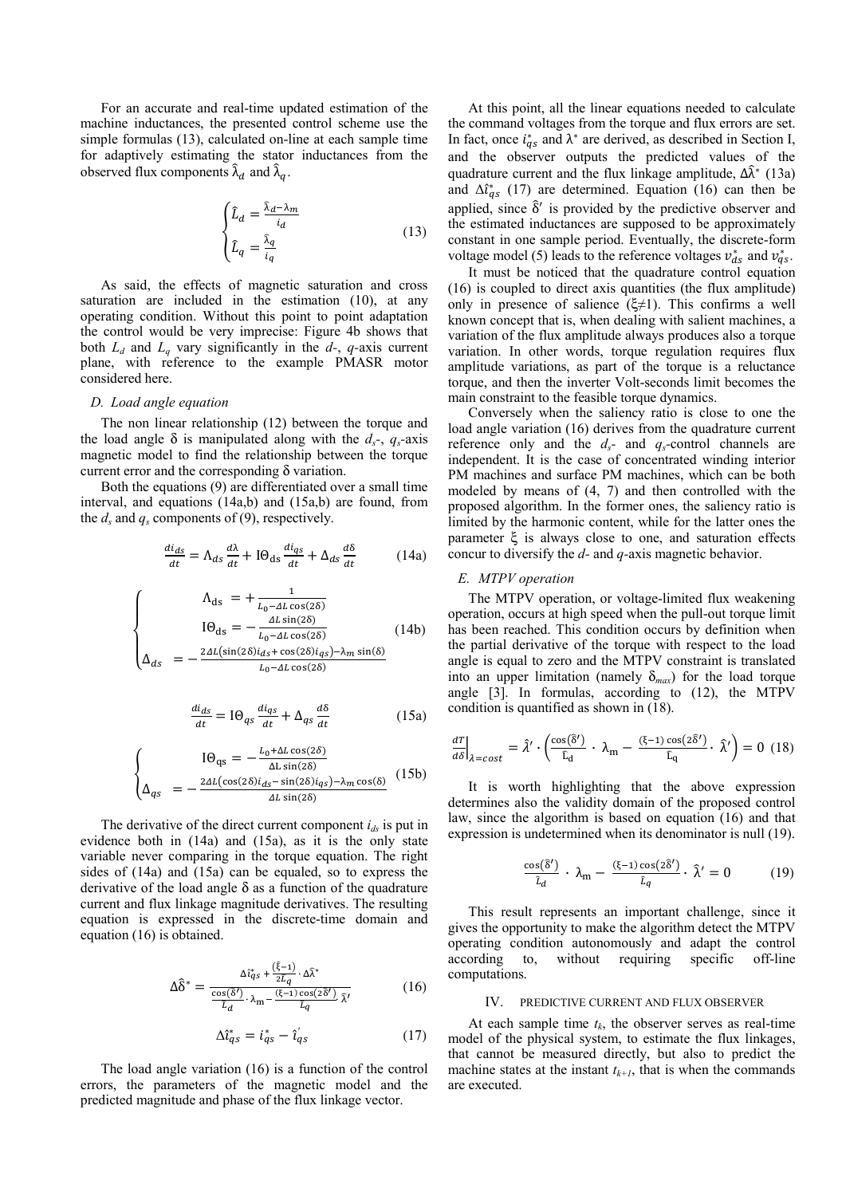For an accurate and real-time updated estimation of the machine inductances, the presented control scheme use the simple formulas (13), calculated on-line at each sample time for adaptively estimating the stator inductances from the observed flux components $\hat{\lambda}_d$ and $\hat{\lambda}_q$.

$$\begin{cases} \hat{L}_d = \frac{\hat{\lambda}_d - \lambda_m}{i_d} \\ \hat{L}_q = \frac{\hat{\lambda}_q}{i_q} \end{cases} \tag{13}$$

As said, the effects of magnetic saturation and cross saturation are included in the estimation (10), at any operating condition. Without this point to point adaptation the control would be very imprecise: Figure 4b shows that both $L_d$ and $L_q$ vary significantly in the *d*-, *q*-axis current plane, with reference to the example PMASR motor considered here.

### *D. Load angle equation*

The non linear relationship (12) between the torque and the load angle δ is manipulated along with the $d_s$-, $q_s$-axis magnetic model to find the relationship between the torque current error and the corresponding δ variation.

Both the equations (9) are differentiated over a small time interval, and equations (14a,b) and (15a,b) are found, from the $d_s$ and $q_s$ components of (9), respectively.

$$\frac{di_{ds}}{dt} = \Lambda_{ds}\frac{d\lambda}{dt} + \mathrm{I\Theta}_{ds}\frac{di_{qs}}{dt} + \Delta_{ds}\frac{d\delta}{dt} \tag{14a}$$

$$\begin{cases} \Lambda_{ds} = +\frac{1}{L_0 - \Delta L\cos(2\delta)} \\ \mathrm{I\Theta}_{ds} = -\frac{\Delta L\sin(2\delta)}{L_0 - \Delta L\cos(2\delta)} \\ \Delta_{ds} = -\frac{2\Delta L(\sin(2\delta)i_{ds} + \cos(2\delta)i_{qs}) - \lambda_m\sin(\delta)}{L_0 - \Delta L\cos(2\delta)} \end{cases} \tag{14b}$$

$$\frac{di_{ds}}{dt} = \mathrm{I\Theta}_{qs}\frac{di_{qs}}{dt} + \Delta_{qs}\frac{d\delta}{dt} \tag{15a}$$

$$\begin{cases} \mathrm{I\Theta}_{qs} = -\frac{L_0 + \Delta L\cos(2\delta)}{\Delta L\sin(2\delta)} \\ \Delta_{qs} = -\frac{2\Delta L(\cos(2\delta)i_{ds} - \sin(2\delta)i_{qs}) - \lambda_m\cos(\delta)}{\Delta L\sin(2\delta)} \end{cases} \tag{15b}$$

The derivative of the direct current component $i_{ds}$ is put in evidence both in (14a) and (15a), as it is the only state variable never comparing in the torque equation. The right sides of (14a) and (15a) can be equaled, so to express the derivative of the load angle δ as a function of the quadrature current and flux linkage magnitude derivatives. The resulting equation is expressed in the discrete-time domain and equation (16) is obtained.

$$\Delta\hat{\delta}^* = \frac{\Delta\hat{i}_{qs}^* + \frac{(\hat{\xi}-1)}{2\hat{L}_q}\cdot\Delta\hat{\lambda}^*}{\frac{\cos(\hat{\delta}')}{\hat{L}_d}\cdot\lambda_m - \frac{(\xi-1)\cos(2\hat{\delta}')}{\hat{L}_q}\hat{\lambda}'} \tag{16}$$

$$\Delta\hat{i}_{qs}^* = i_{qs}^* - \hat{i}_{qs}' \tag{17}$$

The load angle variation (16) is a function of the control errors, the parameters of the magnetic model and the predicted magnitude and phase of the flux linkage vector.

At this point, all the linear equations needed to calculate the command voltages from the torque and flux errors are set. In fact, once $i_{qs}^*$ and $\lambda^*$ are derived, as described in Section I, and the observer outputs the predicted values of the quadrature current and the flux linkage amplitude, $\Delta\hat{\lambda}^*$ (13a) and $\Delta\hat{i}_{qs}^*$ (17) are determined. Equation (16) can then be applied, since $\hat{\delta}'$ is provided by the predictive observer and the estimated inductances are supposed to be approximately constant in one sample period. Eventually, the discrete-form voltage model (5) leads to the reference voltages $v_{ds}^*$ and $v_{qs}^*$.

It must be noticed that the quadrature control equation (16) is coupled to direct axis quantities (the flux amplitude) only in presence of salience (ξ≠1). This confirms a well known concept that is, when dealing with salient machines, a variation of the flux amplitude always produces also a torque variation. In other words, torque regulation requires flux amplitude variations, as part of the torque is a reluctance torque, and then the inverter Volt-seconds limit becomes the main constraint to the feasible torque dynamics.

Conversely when the saliency ratio is close to one the load angle variation (16) derives from the quadrature current reference only and the $d_s$- and $q_s$-control channels are independent. It is the case of concentrated winding interior PM machines and surface PM machines, which can be both modeled by means of (4, 7) and then controlled with the proposed algorithm. In the former ones, the saliency ratio is limited by the harmonic content, while for the latter ones the parameter ξ is always close to one, and saturation effects concur to diversify the *d*- and *q*-axis magnetic behavior.

### *E. MTPV operation*

The MTPV operation, or voltage-limited flux weakening operation, occurs at high speed when the pull-out torque limit has been reached. This condition occurs by definition when the partial derivative of the torque with respect to the load angle is equal to zero and the MTPV constraint is translated into an upper limitation (namely $\delta_{max}$) for the load torque angle [3]. In formulas, according to (12), the MTPV condition is quantified as shown in (18).

$$\left.\frac{dT}{d\delta}\right|_{\lambda=cost} = \hat{\lambda}'\cdot\left(\frac{\cos(\hat{\delta}')}{\hat{L}_d}\cdot\lambda_m - \frac{(\xi-1)\cos(2\hat{\delta}')}{\hat{L}_q}\cdot\hat{\lambda}'\right) = 0 \tag{18}$$

It is worth highlighting that the above expression determines also the validity domain of the proposed control law, since the algorithm is based on equation (16) and that expression is undetermined when its denominator is null (19).

$$\frac{\cos(\hat{\delta}')}{\hat{L}_d}\cdot\lambda_m - \frac{(\xi-1)\cos(2\hat{\delta}')}{\hat{L}_q}\cdot\hat{\lambda}' = 0 \tag{19}$$

This result represents an important challenge, since it gives the opportunity to make the algorithm detect the MTPV operating condition autonomously and adapt the control according to, without requiring specific off-line computations.

## IV. PREDICTIVE CURRENT AND FLUX OBSERVER

At each sample time $t_k$, the observer serves as real-time model of the physical system, to estimate the flux linkages, that cannot be measured directly, but also to predict the machine states at the instant $t_{k+1}$, that is when the commands are executed.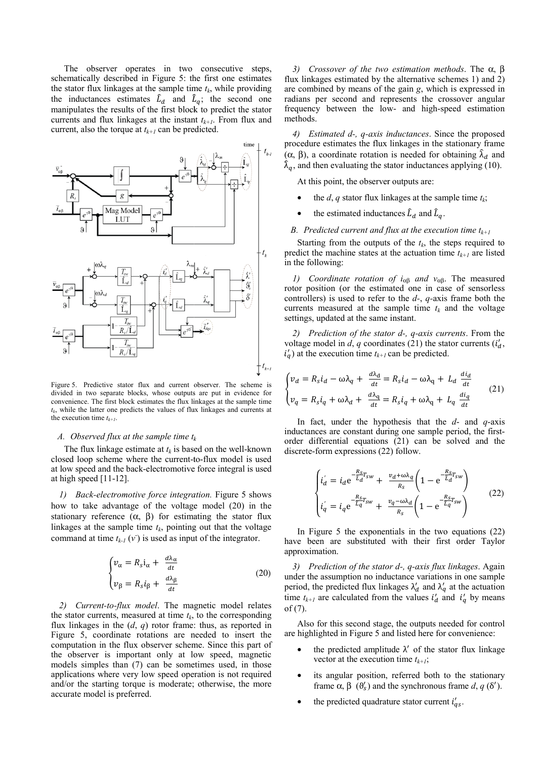The observer operates in two consecutive steps, schematically described in Figure 5: the first one estimates the stator flux linkages at the sample time $t_k$, while providing the inductances estimates $\hat{L}_d$ and $\hat{L}_q$; the second one manipulates the results of the first block to predict the stator currents and flux linkages at the instant $t_{k+1}$. From flux and current, also the torque at $t_{k+1}$ can be predicted.

Figure 5. Predictive stator flux and current observer. The scheme is divided in two separate blocks, whose outputs are put in evidence for convenience. The first block estimates the flux linkages at the sample time $t_k$, while the latter one predicts the values of flux linkages and currents at the execution time $t_{k+1}$.

### A. Observed flux at the sample time $t_k$

The flux linkage estimate at $t_k$ is based on the well-known closed loop scheme where the current-to-flux model is used at low speed and the back-electromotive force integral is used at high speed [11-12].

*1) Back-electromotive force integration.* Figure 5 shows how to take advantage of the voltage model (20) in the stationary reference ($\alpha$, $\beta$) for estimating the stator flux linkages at the sample time $t_k$, pointing out that the voltage command at time $t_{k-1}$ ($v^-$) is used as input of the integrator.

$$\begin{cases} v_\alpha = R_s i_\alpha + \frac{d\lambda_\alpha}{dt} \\ v_\beta = R_s i_\beta + \frac{d\lambda_\beta}{dt} \end{cases} \tag{20}$$

*2) Current-to-flux model.* The magnetic model relates the stator currents, measured at time $t_k$, to the corresponding flux linkages in the ($d$, $q$) rotor frame: thus, as reported in Figure 5, coordinate rotations are needed to insert the computation in the flux observer scheme. Since this part of the observer is important only at low speed, magnetic models simples than (7) can be sometimes used, in those applications where very low speed operation is not required and/or the starting torque is moderate; otherwise, the more accurate model is preferred.

*3) Crossover of the two estimation methods.* The $\alpha$, $\beta$ flux linkages estimated by the alternative schemes 1) and 2) are combined by means of the gain $g$, which is expressed in radians per second and represents the crossover angular frequency between the low- and high-speed estimation methods.

*4) Estimated d-, q-axis inductances.* Since the proposed procedure estimates the flux linkages in the stationary frame ($\alpha$, $\beta$), a coordinate rotation is needed for obtaining $\hat{\lambda}_d$ and $\hat{\lambda}_q$, and then evaluating the stator inductances applying (10).

At this point, the observer outputs are:

- the $d$, $q$ stator flux linkages at the sample time $t_k$;
- the estimated inductances $\hat{L}_d$ and $\hat{L}_q$.

### B. Predicted current and flux at the execution time $t_{k+1}$

Starting from the outputs of the $t_k$, the steps required to predict the machine states at the actuation time $t_{k+1}$ are listed in the following:

*1) Coordinate rotation of $i_{\alpha\beta}$ and $v_{\alpha\beta}$.* The measured rotor position (or the estimated one in case of sensorless controllers) is used to refer to the $d$-, $q$-axis frame both the currents measured at the sample time $t_k$ and the voltage settings, updated at the same instant.

*2) Prediction of the stator d-, q-axis currents.* From the voltage model in $d$, $q$ coordinates (21) the stator currents ($i'_d$, $i'_q$) at the execution time $t_{k+1}$ can be predicted.

$$\begin{cases} v_d = R_s i_d - \omega\lambda_q + \frac{d\lambda_d}{dt} = R_s i_d - \omega\lambda_q + L_d \frac{di_d}{dt} \\ v_q = R_s i_q + \omega\lambda_d + \frac{d\lambda_q}{dt} = R_s i_q + \omega\lambda_d + L_q \frac{di_q}{dt} \end{cases} \tag{21}$$

In fact, under the hypothesis that the $d$- and $q$-axis inductances are constant during one sample period, the first-order differential equations (21) can be solved and the discrete-form expressions (22) follow.

$$\begin{cases} i'_d = i_d e^{-\frac{R_s}{L_d}T_{sw}} + \frac{v_d + \omega\lambda_q}{R_s}\left(1 - e^{-\frac{R_s}{L_d}T_{sw}}\right) \\ i'_q = i_q e^{-\frac{R_s}{L_q}T_{sw}} + \frac{v_q - \omega\lambda_d}{R_s}\left(1 - e^{-\frac{R_s}{L_q}T_{sw}}\right) \end{cases} \tag{22}$$

In Figure 5 the exponentials in the two equations (22) have been are substituted with their first order Taylor approximation.

*3) Prediction of the stator d-, q-axis flux linkages.* Again under the assumption no inductance variations in one sample period, the predicted flux linkages $\lambda'_d$ and $\lambda'_q$ at the actuation time $t_{k+1}$ are calculated from the values $i'_d$ and $i'_q$ by means of (7).

Also for this second stage, the outputs needed for control are highlighted in Figure 5 and listed here for convenience:

- the predicted amplitude $\lambda'$ of the stator flux linkage vector at the execution time $t_{k+1}$;
- its angular position, referred both to the stationary frame $\alpha$, $\beta$ ($\vartheta'_s$) and the synchronous frame $d$, $q$ ($\delta'$).
- the predicted quadrature stator current $i'_{qs}$.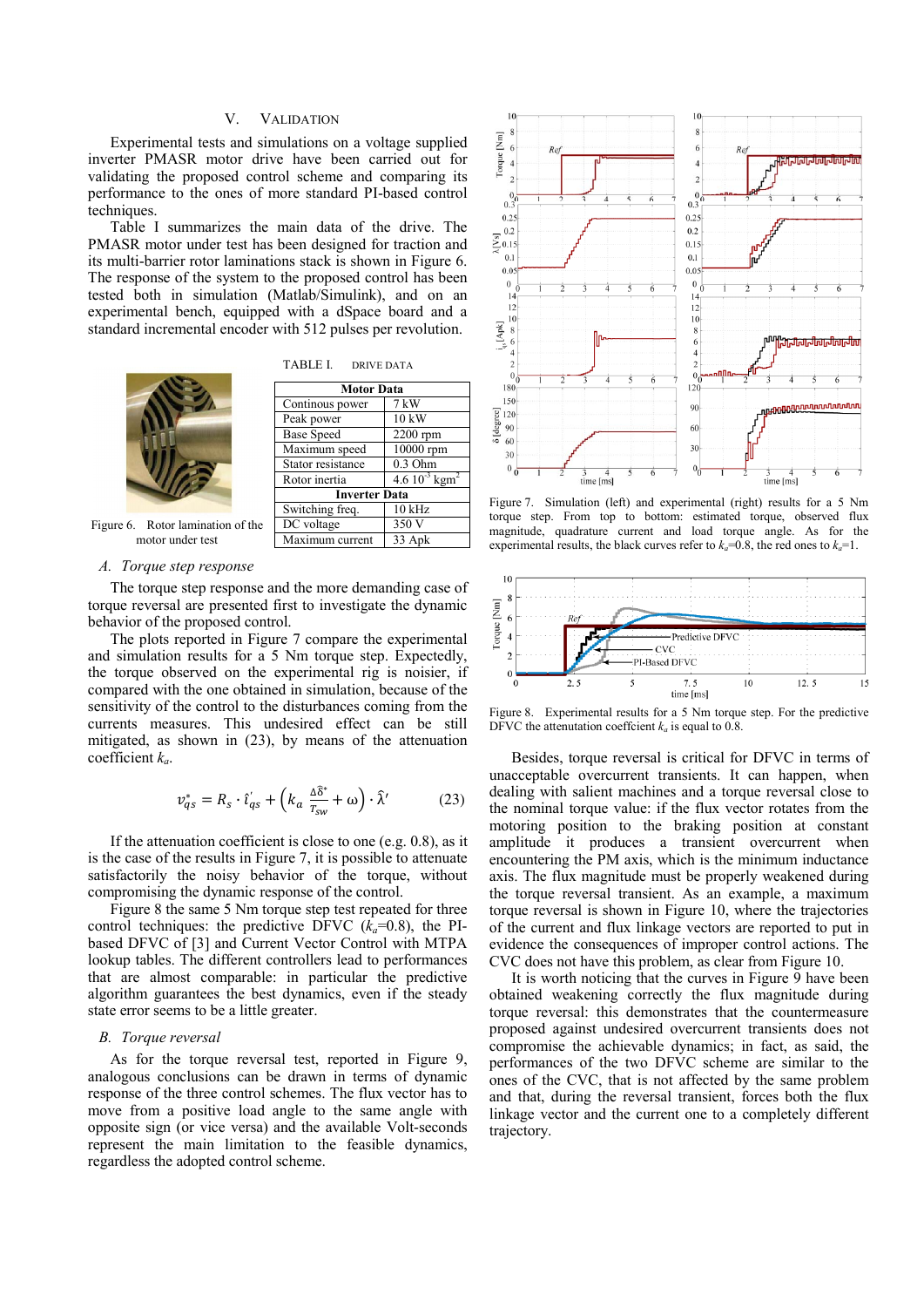## V. VALIDATION

Experimental tests and simulations on a voltage supplied inverter PMASR motor drive have been carried out for validating the proposed control scheme and comparing its performance to the ones of more standard PI-based control techniques.

Table I summarizes the main data of the drive. The PMASR motor under test has been designed for traction and its multi-barrier rotor laminations stack is shown in Figure 6. The response of the system to the proposed control has been tested both in simulation (Matlab/Simulink), and on an experimental bench, equipped with a dSpace board and a standard incremental encoder with 512 pulses per revolution.

Figure 6. Rotor lamination of the motor under test

TABLE I. DRIVE DATA

| Motor Data | |
|---|---|
| Continous power | 7 kW |
| Peak power | 10 kW |
| Base Speed | 2200 rpm |
| Maximum speed | 10000 rpm |
| Stator resistance | 0.3 Ohm |
| Rotor inertia | 4.6 $10^{-3}$ kgm$^2$ |
| **Inverter Data** | |
| Switching freq. | 10 kHz |
| DC voltage | 350 V |
| Maximum current | 33 Apk |

### A. Torque step response

The torque step response and the more demanding case of torque reversal are presented first to investigate the dynamic behavior of the proposed control.

The plots reported in Figure 7 compare the experimental and simulation results for a 5 Nm torque step. Expectedly, the torque observed on the experimental rig is noisier, if compared with the one obtained in simulation, because of the sensitivity of the control to the disturbances coming from the currents measures. This undesired effect can be still mitigated, as shown in (23), by means of the attenuation coefficient $k_a$.

$$v_{qs}^{*} = R_s \cdot \hat{\imath}_{qs}' + \left(k_a \frac{\Delta\hat{\delta}^{*}}{T_{sw}} + \omega\right) \cdot \hat{\lambda}' \qquad (23)$$

If the attenuation coefficient is close to one (e.g. 0.8), as it is the case of the results in Figure 7, it is possible to attenuate satisfactorily the noisy behavior of the torque, without compromising the dynamic response of the control.

Figure 8 the same 5 Nm torque step test repeated for three control techniques: the predictive DFVC ($k_a$=0.8), the PI-based DFVC of [3] and Current Vector Control with MTPA lookup tables. The different controllers lead to performances that are almost comparable: in particular the predictive algorithm guarantees the best dynamics, even if the steady state error seems to be a little greater.

### B. Torque reversal

As for the torque reversal test, reported in Figure 9, analogous conclusions can be drawn in terms of dynamic response of the three control schemes. The flux vector has to move from a positive load angle to the same angle with opposite sign (or vice versa) and the available Volt-seconds represent the main limitation to the feasible dynamics, regardless the adopted control scheme.

Figure 7. Simulation (left) and experimental (right) results for a 5 Nm torque step. From top to bottom: estimated torque, observed flux magnitude, quadrature current and load torque angle. As for the experimental results, the black curves refer to $k_a$=0.8, the red ones to $k_a$=1.

Figure 8. Experimental results for a 5 Nm torque step. For the predictive DFVC the attenuation coeffcient $k_a$ is equal to 0.8.

Besides, torque reversal is critical for DFVC in terms of unacceptable overcurrent transients. It can happen, when dealing with salient machines and a torque reversal close to the nominal torque value: if the flux vector rotates from the motoring position to the braking position at constant amplitude it produces a transient overcurrent when encountering the PM axis, which is the minimum inductance axis. The flux magnitude must be properly weakened during the torque reversal transient. As an example, a maximum torque reversal is shown in Figure 10, where the trajectories of the current and flux linkage vectors are reported to put in evidence the consequences of improper control actions. The CVC does not have this problem, as clear from Figure 10.

It is worth noticing that the curves in Figure 9 have been obtained weakening correctly the flux magnitude during torque reversal: this demonstrates that the countermeasure proposed against undesired overcurrent transients does not compromise the achievable dynamics; in fact, as said, the performances of the two DFVC scheme are similar to the ones of the CVC, that is not affected by the same problem and that, during the reversal transient, forces both the flux linkage vector and the current one to a completely different trajectory.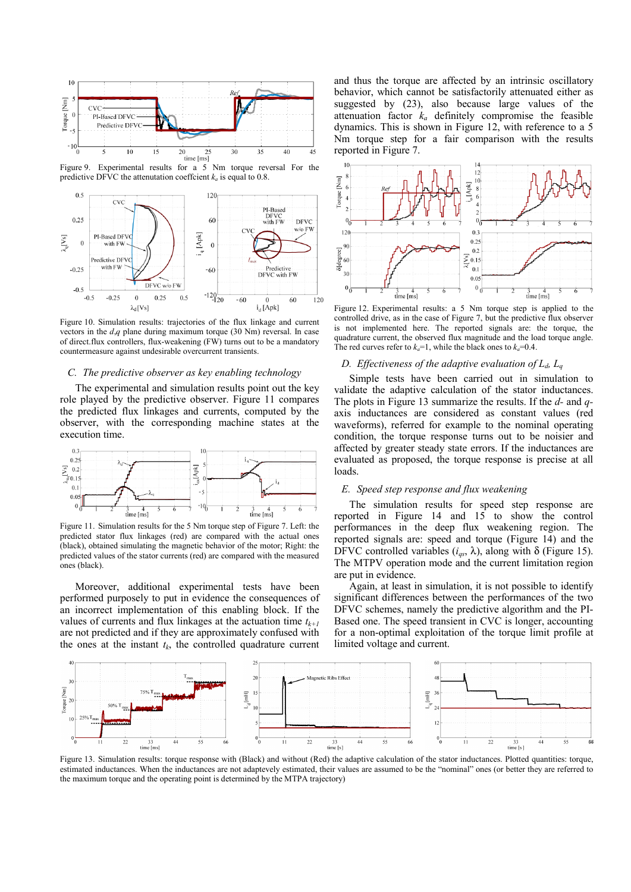Figure 9. Experimental results for a 5 Nm torque reversal For the predictive DFVC the attenuation coeffcient $k_a$ is equal to 0.8.

Figure 10. Simulation results: trajectories of the flux linkage and current vectors in the $d,q$ plane during maximum torque (30 Nm) reversal. In case of direct.flux controllers, flux-weakening (FW) turns out to be a mandatory countermeasure against undesirable overcurrent transients.

### *C. The predictive observer as key enabling technology*

The experimental and simulation results point out the key role played by the predictive observer. Figure 11 compares the predicted flux linkages and currents, computed by the observer, with the corresponding machine states at the execution time.

Figure 11. Simulation results for the 5 Nm torque step of Figure 7. Left: the predicted stator flux linkages (red) are compared with the actual ones (black), obtained simulating the magnetic behavior of the motor; Right: the predicted values of the stator currents (red) are compared with the measured ones (black).

Moreover, additional experimental tests have been performed purposely to put in evidence the consequences of an incorrect implementation of this enabling block. If the values of currents and flux linkages at the actuation time $t_{k+1}$ are not predicted and if they are approximately confused with the ones at the instant $t_k$, the controlled quadrature current and thus the torque are affected by an intrinsic oscillatory behavior, which cannot be satisfactorily attenuated either as suggested by (23), also because large values of the attenuation factor $k_a$ definitely compromise the feasible dynamics. This is shown in Figure 12, with reference to a 5 Nm torque step for a fair comparison with the results reported in Figure 7.

Figure 12. Experimental results: a 5 Nm torque step is applied to the controlled drive, as in the case of Figure 7, but the predictive flux observer is not implemented here. The reported signals are: the torque, the quadrature current, the observed flux magnitude and the load torque angle. The red curves refer to $k_a$=1, while the black ones to $k_a$=0.4.

### *D. Effectiveness of the adaptive evaluation of $L_d$, $L_q$*

Simple tests have been carried out in simulation to validate the adaptive calculation of the stator inductances. The plots in Figure 13 summarize the results. If the $d$- and $q$-axis inductances are considered as constant values (red waveforms), referred for example to the nominal operating condition, the torque response turns out to be noisier and affected by greater steady state errors. If the inductances are evaluated as proposed, the torque response is precise at all loads.

### *E. Speed step response and flux weakening*

The simulation results for speed step response are reported in Figure 14 and 15 to show the control performances in the deep flux weakening region. The reported signals are: speed and torque (Figure 14) and the DFVC controlled variables ($i_{qs}$, λ), along with δ (Figure 15). The MTPV operation mode and the current limitation region are put in evidence.

Again, at least in simulation, it is not possible to identify significant differences between the performances of the two DFVC schemes, namely the predictive algorithm and the PI-Based one. The speed transient in CVC is longer, accounting for a non-optimal exploitation of the torque limit profile at limited voltage and current.

Figure 13. Simulation results: torque response with (Black) and without (Red) the adaptive calculation of the stator inductances. Plotted quantities: torque, estimated inductances. When the inductances are not adaptevely estimated, their values are assumed to be the "nominal" ones (or better they are referred to the maximum torque and the operating point is determined by the MTPA trajectory)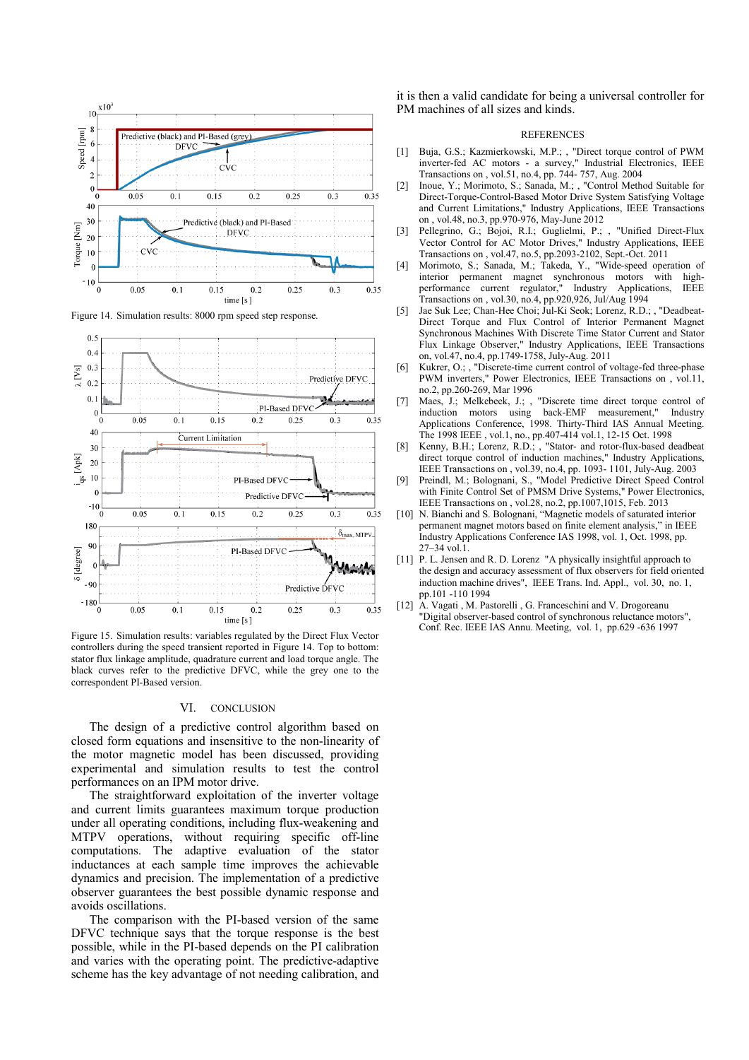x10³

10
8
6
4
2
0

Speed [rpm]

Predictive (black) and PI-Based (grey)
DFVC
CVC

0 0.05 0.1 0.15 0.2 0.25 0.3 0.35

40
30
20
10
0
-10

Torque [Nm]

Predictive (black) and PI-Based
DFVC
CVC

0 0.05 0.1 0.15 0.2 0.25 0.3 0.35
time [s]

Figure 14. Simulation results: 8000 rpm speed step response.

0.5
0.4
0.3
0.2
0.1
0

λ [Vs]

Predictive DFVC
PI-Based DFVC

0 0.05 0.1 0.15 0.2 0.25 0.3 0.35

40
30
20
10
0
-10

$i_{qs}$ [Apk]

Current Limitation
PI-Based DFVC
Predictive DFVC

0 0.05 0.1 0.15 0.2 0.25 0.3 0.35

180
90
0
-90
-180

δ [degree]

$\delta_{max, MTPV}$
PI-Based DFVC
Predictive DFVC

0 0.05 0.1 0.15 0.2 0.25 0.3 0.35
time [s]

Figure 15. Simulation results: variables regulated by the Direct Flux Vector controllers during the speed transient reported in Figure 14. Top to bottom: stator flux linkage amplitude, quadrature current and load torque angle. The black curves refer to the predictive DFVC, while the grey one to the correspondent PI-Based version.

## VI. CONCLUSION

The design of a predictive control algorithm based on closed form equations and insensitive to the non-linearity of the motor magnetic model has been discussed, providing experimental and simulation results to test the control performances on an IPM motor drive.

The straightforward exploitation of the inverter voltage and current limits guarantees maximum torque production under all operating conditions, including flux-weakening and MTPV operations, without requiring specific off-line computations. The adaptive evaluation of the stator inductances at each sample time improves the achievable dynamics and precision. The implementation of a predictive observer guarantees the best possible dynamic response and avoids oscillations.

The comparison with the PI-based version of the same DFVC technique says that the torque response is the best possible, while in the PI-based depends on the PI calibration and varies with the operating point. The predictive-adaptive scheme has the key advantage of not needing calibration, and it is then a valid candidate for being a universal controller for PM machines of all sizes and kinds.

## REFERENCES

[1] Buja, G.S.; Kazmierkowski, M.P.; , "Direct torque control of PWM inverter-fed AC motors - a survey," Industrial Electronics, IEEE Transactions on , vol.51, no.4, pp. 744- 757, Aug. 2004

[2] Inoue, Y.; Morimoto, S.; Sanada, M.; , "Control Method Suitable for Direct-Torque-Control-Based Motor Drive System Satisfying Voltage and Current Limitations," Industry Applications, IEEE Transactions on , vol.48, no.3, pp.970-976, May-June 2012

[3] Pellegrino, G.; Bojoi, R.I.; Guglielmi, P.; , "Unified Direct-Flux Vector Control for AC Motor Drives," Industry Applications, IEEE Transactions on , vol.47, no.5, pp.2093-2102, Sept.-Oct. 2011

[4] Morimoto, S.; Sanada, M.; Takeda, Y., "Wide-speed operation of interior permanent magnet synchronous motors with high-performance current regulator," Industry Applications, IEEE Transactions on , vol.30, no.4, pp.920,926, Jul/Aug 1994

[5] Jae Suk Lee; Chan-Hee Choi; Jul-Ki Seok; Lorenz, R.D.; , "Deadbeat-Direct Torque and Flux Control of Interior Permanent Magnet Synchronous Machines With Discrete Time Stator Current and Stator Flux Linkage Observer," Industry Applications, IEEE Transactions on, vol.47, no.4, pp.1749-1758, July-Aug. 2011

[6] Kukrer, O.; , "Discrete-time current control of voltage-fed three-phase PWM inverters," Power Electronics, IEEE Transactions on , vol.11, no.2, pp.260-269, Mar 1996

[7] Maes, J.; Melkebeek, J.; , "Discrete time direct torque control of induction motors using back-EMF measurement," Industry Applications Conference, 1998. Thirty-Third IAS Annual Meeting. The 1998 IEEE , vol.1, no., pp.407-414 vol.1, 12-15 Oct. 1998

[8] Kenny, B.H.; Lorenz, R.D.; , "Stator- and rotor-flux-based deadbeat direct torque control of induction machines," Industry Applications, IEEE Transactions on , vol.39, no.4, pp. 1093- 1101, July-Aug. 2003

[9] Preindl, M.; Bolognani, S., "Model Predictive Direct Speed Control with Finite Control Set of PMSM Drive Systems," Power Electronics, IEEE Transactions on , vol.28, no.2, pp.1007,1015, Feb. 2013

[10] N. Bianchi and S. Bolognani, "Magnetic models of saturated interior permanent magnet motors based on finite element analysis," in IEEE Industry Applications Conference 1998, vol. 1, Oct. 1998, pp. 27–34 vol.1.

[11] P. L. Jensen and R. D. Lorenz "A physically insightful approach to the design and accuracy assessment of flux observers for field oriented induction machine drives", IEEE Trans. Ind. Appl., vol. 30, no. 1, pp.101 -110 1994

[12] A. Vagati , M. Pastorelli , G. Franceschini and V. Drogoreanu "Digital observer-based control of synchronous reluctance motors", Conf. Rec. IEEE IAS Annu. Meeting, vol. 1, pp.629 -636 1997